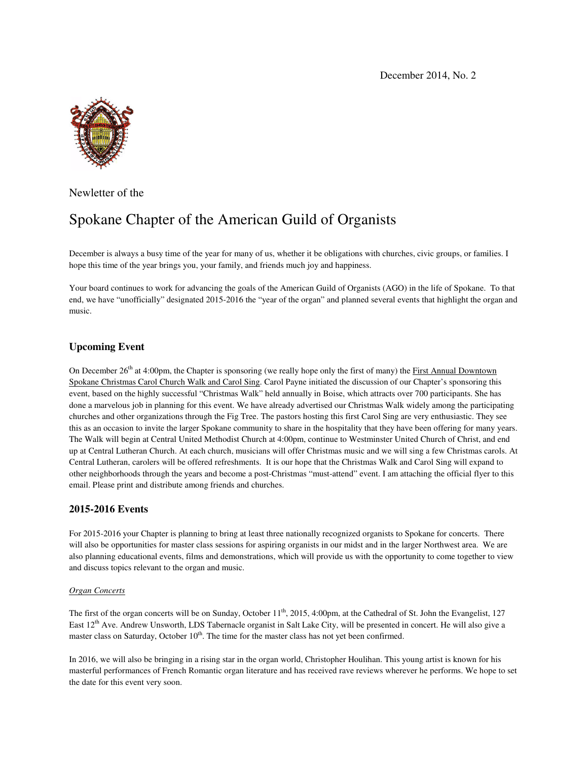December 2014, No. 2

Newletter of the

# Spokane Chapter of the American Guild of Organists

December is always a busy time of the year for many of us, whether it be obligations with churches, civic groups, or families. I hope this time of the year brings you, your family, and friends much joy and happiness.

Your board continues to work for advancing the goals of the American Guild of Organists (AGO) in the life of Spokane. To that end, we have "unofficially" designated 2015-2016 the "year of the organ" and planned several events that highlight the organ and music.

## Upcoming Event

On December 26th at 4:00pm, the Chapter is sponsoring (we really hope only the first of many) the First Annual Downtown Spokane Christmas Carol Church Walk and Carol Sing. Carol Payne initiated the discussion of our Chapter's sponsoring this event, based on the highly successful "Christmas Walk" held annually in Boise, which attracts over 700 participants. She has done a marvelous job in planning for this event. We have already advertised our Christmas Walk widely among the participating churches and other organizations through the Fig Tree. The pastors hosting this first Carol Sing are very enthusiastic. They see this as an occasion to invite the larger Spokane community to share in the hospitality that they have been offering for many years. The Walk will begin at Central United Methodist Church at 4:00pm, continue to Westminster United Church of Christ, and end up at Central Lutheran Church. At each church, musicians will offer Christmas music and we will sing a few Christmas carols. At Central Lutheran, carolers will be offered refreshments. It is our hope that the Christmas Walk and Carol Sing will expand to other neighborhoods through the years and become a post-Christmas "must-attend" event. I am attaching the official flyer to this email. Please print and distribute among friends and churches.

## 2015-2016 Events

For 2015-2016 your Chapter is planning to bring at least three nationally recognized organists to Spokane for concerts. There will also be opportunities for master class sessions for aspiring organists in our midst and in the larger Northwest area. We are also planning educational events, films and demonstrations, which will provide us with the opportunity to come together to view and discuss topics relevant to the organ and music.

*Organ Concerts*

The first of the organ concerts will be on Sunday, October 11th, 2015, 4:00pm, at the Cathedral of St. John the Evangelist, 127 East 12th Ave. Andrew Unsworth, LDS Tabernacle organist in Salt Lake City, will be presented in concert. He will also give a master class on Saturday, October 10th. The time for the master class has not yet been confirmed.

In 2016, we will also be bringing in a rising star in the organ world, Christopher Houlihan. This young artist is known for his masterful performances of French Romantic organ literature and has received rave reviews wherever he performs. We hope to set the date for this event very soon.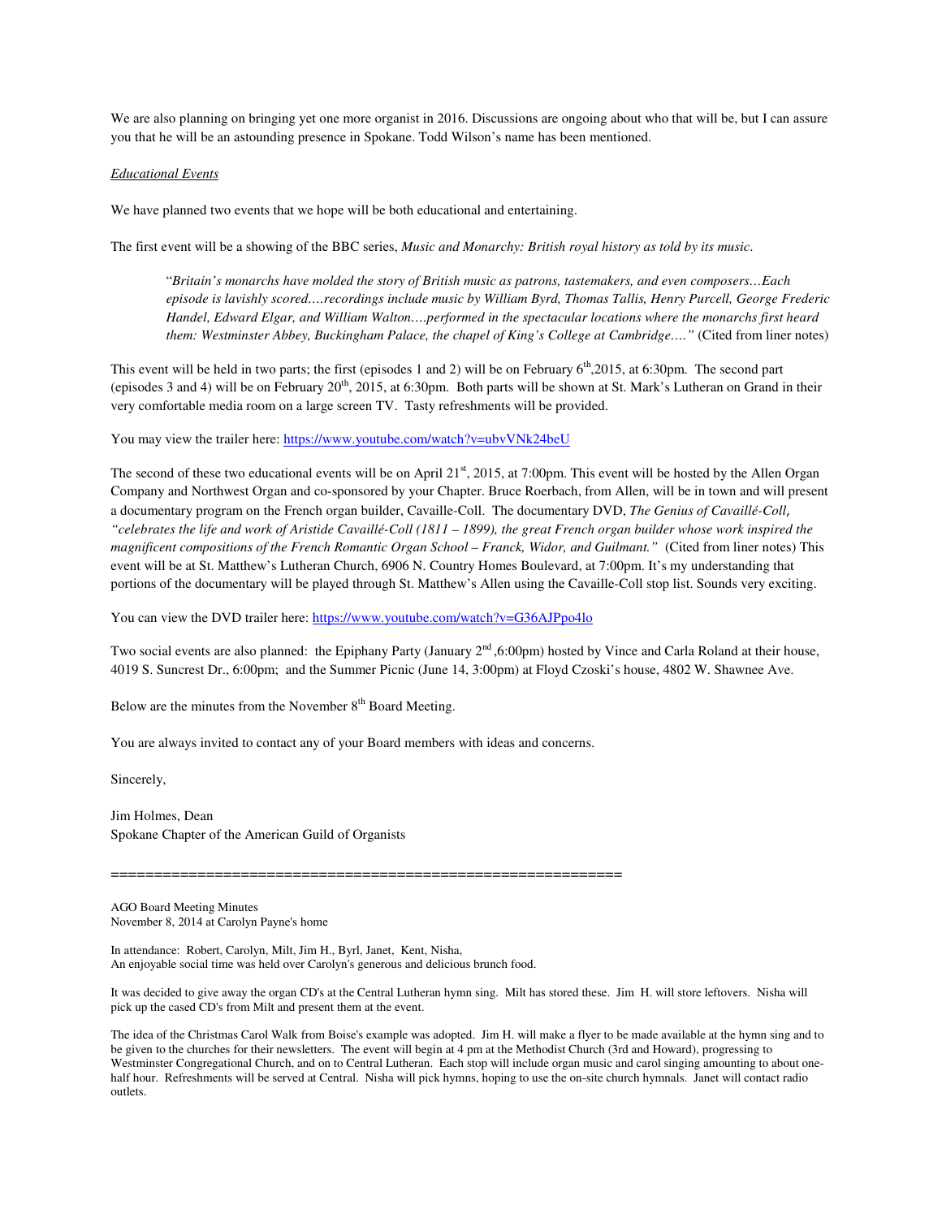We are also planning on bringing yet one more organist in 2016. Discussions are ongoing about who that will be, but I can assure you that he will be an astounding presence in Spokane. Todd Wilson's name has been mentioned.

*Educational Events*

We have planned two events that we hope will be both educational and entertaining.

The first event will be a showing of the BBC series, *Music and Monarchy: British royal history as told by its music*.

> "*Britain's monarchs have molded the story of British music as patrons, tastemakers, and even composers…Each episode is lavishly scored….recordings include music by William Byrd, Thomas Tallis, Henry Purcell, George Frederic Handel, Edward Elgar, and William Walton….performed in the spectacular locations where the monarchs first heard them: Westminster Abbey, Buckingham Palace, the chapel of King's College at Cambridge…."* (Cited from liner notes)

This event will be held in two parts; the first (episodes 1 and 2) will be on February 6th,2015, at 6:30pm. The second part (episodes 3 and 4) will be on February 20th, 2015, at 6:30pm. Both parts will be shown at St. Mark's Lutheran on Grand in their very comfortable media room on a large screen TV. Tasty refreshments will be provided.

You may view the trailer here: https://www.youtube.com/watch?v=ubvVNk24beU

The second of these two educational events will be on April 21st, 2015, at 7:00pm. This event will be hosted by the Allen Organ Company and Northwest Organ and co-sponsored by your Chapter. Bruce Roerbach, from Allen, will be in town and will present a documentary program on the French organ builder, Cavaille-Coll. The documentary DVD, *The Genius of Cavaillé-Coll, "celebrates the life and work of Aristide Cavaillé-Coll (1811 – 1899), the great French organ builder whose work inspired the magnificent compositions of the French Romantic Organ School – Franck, Widor, and Guilmant."* (Cited from liner notes) This event will be at St. Matthew's Lutheran Church, 6906 N. Country Homes Boulevard, at 7:00pm. It's my understanding that portions of the documentary will be played through St. Matthew's Allen using the Cavaille-Coll stop list. Sounds very exciting.

You can view the DVD trailer here: https://www.youtube.com/watch?v=G36AJPpo4lo

Two social events are also planned: the Epiphany Party (January 2nd ,6:00pm) hosted by Vince and Carla Roland at their house, 4019 S. Suncrest Dr., 6:00pm; and the Summer Picnic (June 14, 3:00pm) at Floyd Czoski's house, 4802 W. Shawnee Ave.

Below are the minutes from the November 8th Board Meeting.

You are always invited to contact any of your Board members with ideas and concerns.

Sincerely,

Jim Holmes, Dean
Spokane Chapter of the American Guild of Organists

============================================================

AGO Board Meeting Minutes
November 8, 2014 at Carolyn Payne's home

In attendance: Robert, Carolyn, Milt, Jim H., Byrl, Janet, Kent, Nisha,
An enjoyable social time was held over Carolyn's generous and delicious brunch food.

It was decided to give away the organ CD's at the Central Lutheran hymn sing. Milt has stored these. Jim H. will store leftovers. Nisha will pick up the cased CD's from Milt and present them at the event.

The idea of the Christmas Carol Walk from Boise's example was adopted. Jim H. will make a flyer to be made available at the hymn sing and to be given to the churches for their newsletters. The event will begin at 4 pm at the Methodist Church (3rd and Howard), progressing to Westminster Congregational Church, and on to Central Lutheran. Each stop will include organ music and carol singing amounting to about one-half hour. Refreshments will be served at Central. Nisha will pick hymns, hoping to use the on-site church hymnals. Janet will contact radio outlets.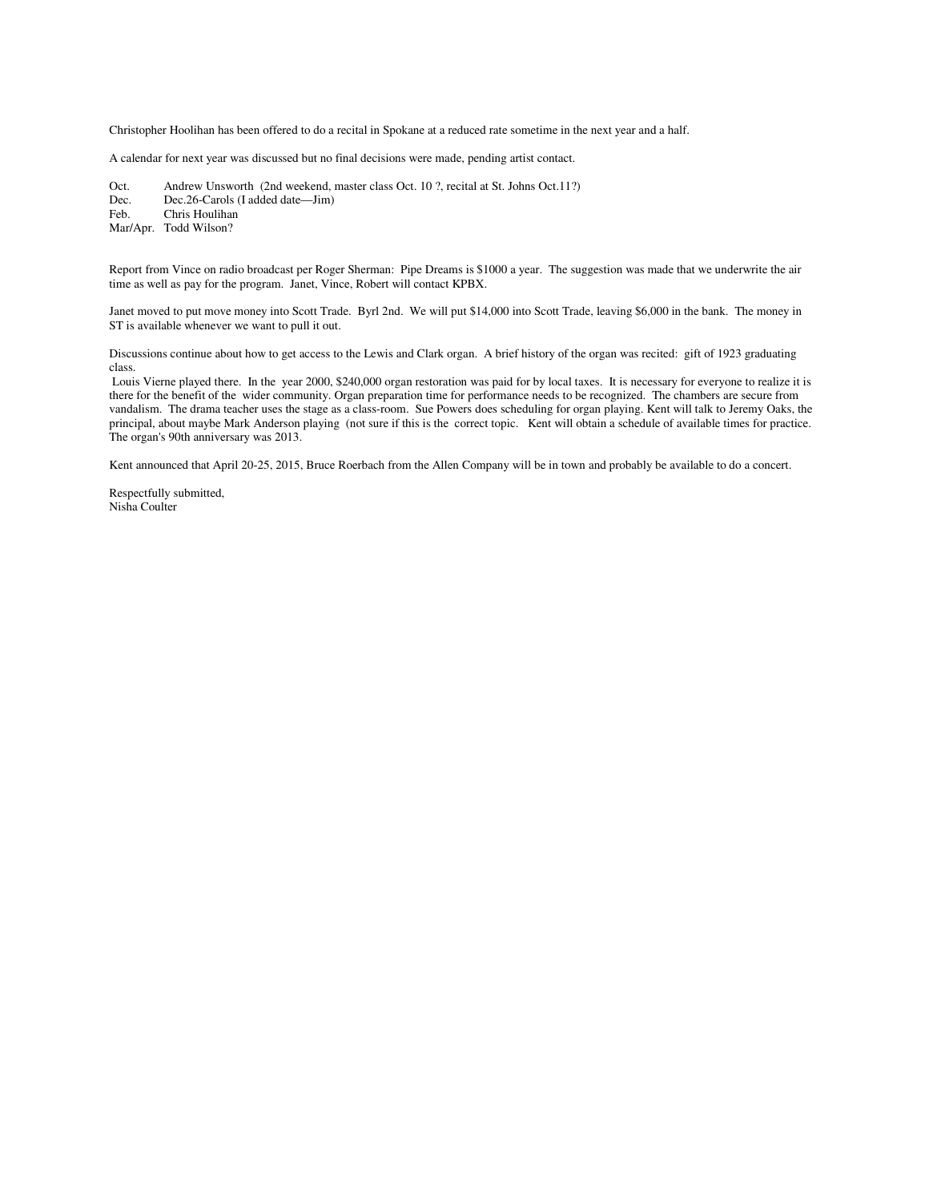Christopher Hoolihan has been offered to do a recital in Spokane at a reduced rate sometime in the next year and a half.

A calendar for next year was discussed but no final decisions were made, pending artist contact.

| | |
|---|---|
| Oct. | Andrew Unsworth (2nd weekend, master class Oct. 10 ?, recital at St. Johns Oct.11?) |
| Dec. | Dec.26-Carols (I added date—Jim) |
| Feb. | Chris Houlihan |
| Mar/Apr. | Todd Wilson? |

Report from Vince on radio broadcast per Roger Sherman: Pipe Dreams is $1000 a year. The suggestion was made that we underwrite the air time as well as pay for the program. Janet, Vince, Robert will contact KPBX.

Janet moved to put move money into Scott Trade. Byrl 2nd. We will put $14,000 into Scott Trade, leaving $6,000 in the bank. The money in ST is available whenever we want to pull it out.

Discussions continue about how to get access to the Lewis and Clark organ. A brief history of the organ was recited: gift of 1923 graduating class.
Louis Vierne played there. In the year 2000, $240,000 organ restoration was paid for by local taxes. It is necessary for everyone to realize it is there for the benefit of the wider community. Organ preparation time for performance needs to be recognized. The chambers are secure from vandalism. The drama teacher uses the stage as a class-room. Sue Powers does scheduling for organ playing. Kent will talk to Jeremy Oaks, the principal, about maybe Mark Anderson playing (not sure if this is the correct topic. Kent will obtain a schedule of available times for practice. The organ's 90th anniversary was 2013.

Kent announced that April 20-25, 2015, Bruce Roerbach from the Allen Company will be in town and probably be available to do a concert.

Respectfully submitted,
Nisha Coulter